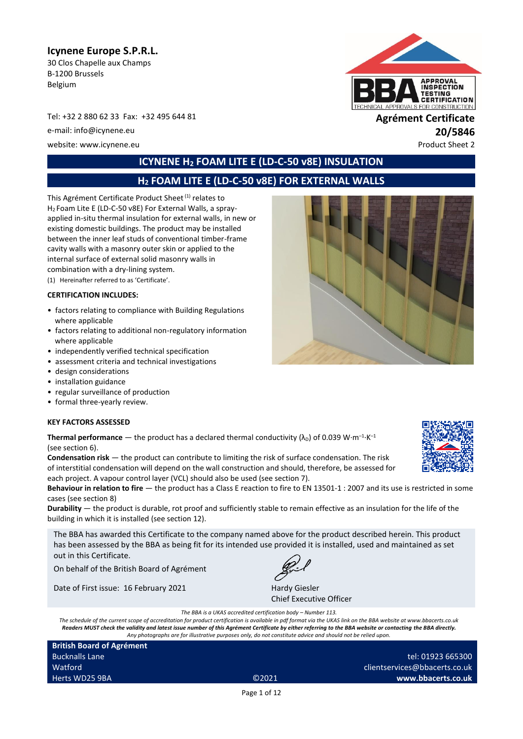**Icynene Europe S.P.R.L.**
30 Clos Chapelle aux Champs
B-1200 Brussels
Belgium

Tel: +32 2 880 62 33 Fax: +32 495 644 81
e-mail: info@icynene.eu
website: www.icynene.eu

**Agrément Certificate**
**20/5846**
Product Sheet 2

# ICYNENE $H_2$ FOAM LITE E (LD-C-50 v8E) INSULATION

## $H_2$ FOAM LITE E (LD-C-50 v8E) FOR EXTERNAL WALLS

This Agrément Certificate Product Sheet [1] relates to $H_2$ Foam Lite E (LD-C-50 v8E) For External Walls, a spray-applied in-situ thermal insulation for external walls, in new or existing domestic buildings. The product may be installed between the inner leaf studs of conventional timber-frame cavity walls with a masonry outer skin or applied to the internal surface of external solid masonry walls in combination with a dry-lining system.

(1) Hereinafter referred to as 'Certificate'.

**CERTIFICATION INCLUDES:**

- factors relating to compliance with Building Regulations where applicable
- factors relating to additional non-regulatory information where applicable
- independently verified technical specification
- assessment criteria and technical investigations
- design considerations
- installation guidance
- regular surveillance of production
- formal three-yearly review.

**KEY FACTORS ASSESSED**

**Thermal performance** — the product has a declared thermal conductivity ($\lambda_D$) of 0.039 $W \cdot m^{-1} \cdot K^{-1}$ (see section 6).

**Condensation risk** — the product can contribute to limiting the risk of surface condensation. The risk of interstitial condensation will depend on the wall construction and should, therefore, be assessed for each project. A vapour control layer (VCL) should also be used (see section 7).

**Behaviour in relation to fire** — the product has a Class E reaction to fire to EN 13501-1 : 2007 and its use is restricted in some cases (see section 8)

**Durability** — the product is durable, rot proof and sufficiently stable to remain effective as an insulation for the life of the building in which it is installed (see section 12).

The BBA has awarded this Certificate to the company named above for the product described herein. This product has been assessed by the BBA as being fit for its intended use provided it is installed, used and maintained as set out in this Certificate.

On behalf of the British Board of Agrément

Date of First issue: 16 February 2021

Hardy Giesler
Chief Executive Officer

*The BBA is a UKAS accredited certification body – Number 113.*
*The schedule of the current scope of accreditation for product certification is available in pdf format via the UKAS link on the BBA website at www.bbacerts.co.uk*
***Readers MUST check the validity and latest issue number of this Agrément Certificate by either referring to the BBA website or contacting the BBA directly.***
*Any photographs are for illustrative purposes only, do not constitute advice and should not be relied upon.*

**British Board of Agrément**
Bucknalls Lane
Watford
Herts WD25 9BA

©2021

tel: 01923 665300
clientservices@bbacerts.co.uk
**www.bbacerts.co.uk**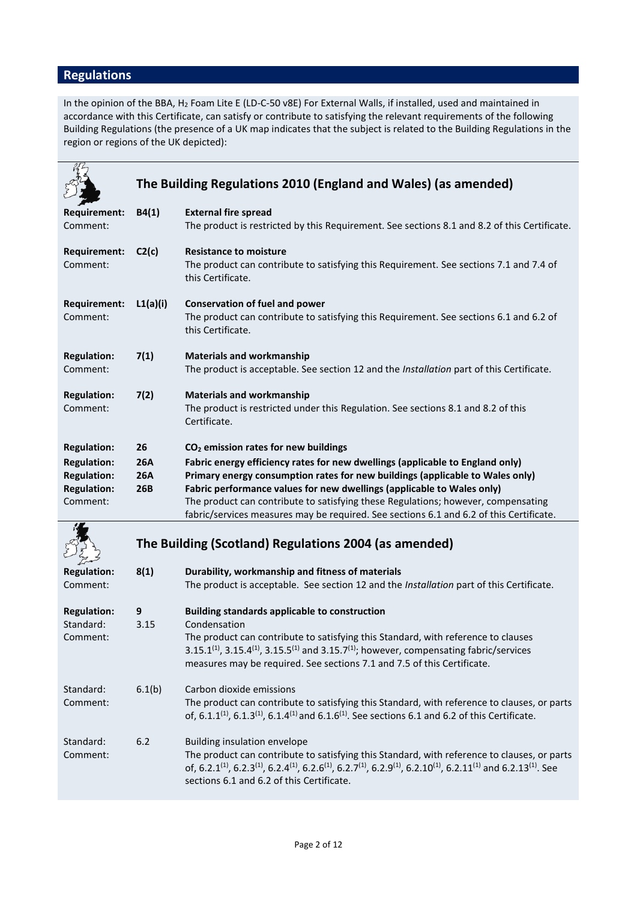## Regulations

In the opinion of the BBA, $H_2$ Foam Lite E (LD-C-50 v8E) For External Walls, if installed, used and maintained in accordance with this Certificate, can satisfy or contribute to satisfying the relevant requirements of the following Building Regulations (the presence of a UK map indicates that the subject is related to the Building Regulations in the region or regions of the UK depicted):

### The Building Regulations 2010 (England and Wales) (as amended)

**Requirement:** **B4(1)** **External fire spread**
Comment: The product is restricted by this Requirement. See sections 8.1 and 8.2 of this Certificate.

**Requirement:** **C2(c)** **Resistance to moisture**
Comment: The product can contribute to satisfying this Requirement. See sections 7.1 and 7.4 of this Certificate.

**Requirement:** **L1(a)(i)** **Conservation of fuel and power**
Comment: The product can contribute to satisfying this Requirement. See sections 6.1 and 6.2 of this Certificate.

**Regulation:** **7(1)** **Materials and workmanship**
Comment: The product is acceptable. See section 12 and the *Installation* part of this Certificate.

**Regulation:** **7(2)** **Materials and workmanship**
Comment: The product is restricted under this Regulation. See sections 8.1 and 8.2 of this Certificate.

**Regulation:** **26** **$CO_2$ emission rates for new buildings**
**Regulation:** **26A** **Fabric energy efficiency rates for new dwellings (applicable to England only)**
**Regulation:** **26A** **Primary energy consumption rates for new buildings (applicable to Wales only)**
**Regulation:** **26B** **Fabric performance values for new dwellings (applicable to Wales only)**
Comment: The product can contribute to satisfying these Regulations; however, compensating fabric/services measures may be required. See sections 6.1 and 6.2 of this Certificate.

### The Building (Scotland) Regulations 2004 (as amended)

**Regulation:** **8(1)** **Durability, workmanship and fitness of materials**
Comment: The product is acceptable. See section 12 and the *Installation* part of this Certificate.

**Regulation:** **9** **Building standards applicable to construction**
Standard: 3.15 Condensation
Comment: The product can contribute to satisfying this Standard, with reference to clauses 3.15.1[(1)], 3.15.4[(1)], 3.15.5[(1)] and 3.15.7[(1)]; however, compensating fabric/services measures may be required. See sections 7.1 and 7.5 of this Certificate.

Standard: 6.1(b) Carbon dioxide emissions
Comment: The product can contribute to satisfying this Standard, with reference to clauses, or parts of, 6.1.1[(1)], 6.1.3[(1)], 6.1.4[(1)] and 6.1.6[(1)]. See sections 6.1 and 6.2 of this Certificate.

Standard: 6.2 Building insulation envelope
Comment: The product can contribute to satisfying this Standard, with reference to clauses, or parts of, 6.2.1[(1)], 6.2.3[(1)], 6.2.4[(1)], 6.2.6[(1)], 6.2.7[(1)], 6.2.9[(1)], 6.2.10[(1)], 6.2.11[(1)] and 6.2.13[(1)]. See sections 6.1 and 6.2 of this Certificate.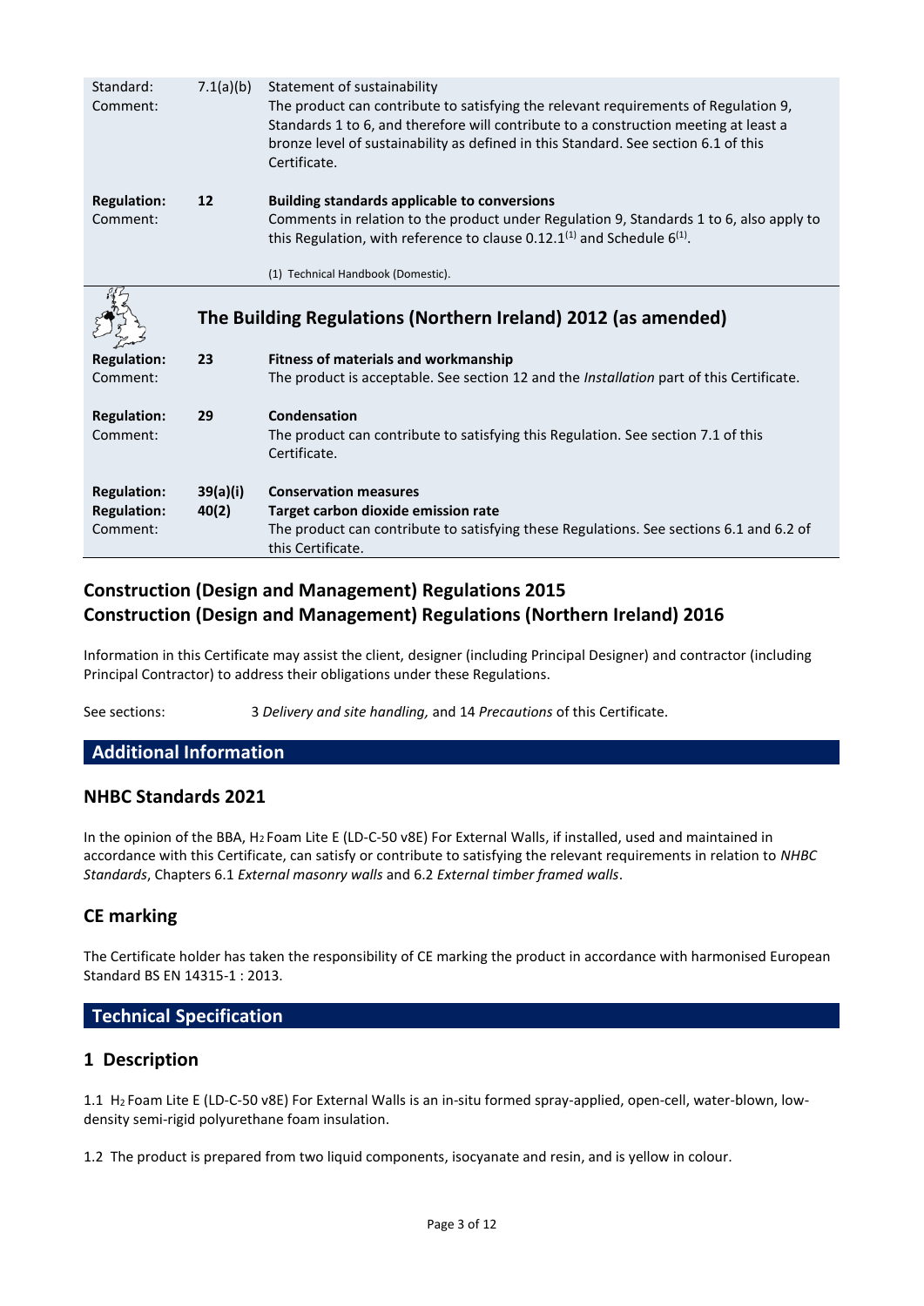| | | |
|---|---|---|
| Standard: | 7.1(a)(b) | Statement of sustainability |
| Comment: | | The product can contribute to satisfying the relevant requirements of Regulation 9, Standards 1 to 6, and therefore will contribute to a construction meeting at least a bronze level of sustainability as defined in this Standard. See section 6.1 of this Certificate. |
| **Regulation:** | **12** | **Building standards applicable to conversions** |
| Comment: | | Comments in relation to the product under Regulation 9, Standards 1 to 6, also apply to this Regulation, with reference to clause 0.12.1[(1)] and Schedule 6[(1)]. |
| | | (1) Technical Handbook (Domestic). |

## The Building Regulations (Northern Ireland) 2012 (as amended)

| | | |
|---|---|---|
| **Regulation:** | **23** | **Fitness of materials and workmanship** |
| Comment: | | The product is acceptable. See section 12 and the *Installation* part of this Certificate. |
| **Regulation:** | **29** | **Condensation** |
| Comment: | | The product can contribute to satisfying this Regulation. See section 7.1 of this Certificate. |
| **Regulation:** | **39(a)(i)** | **Conservation measures** |
| **Regulation:** | **40(2)** | **Target carbon dioxide emission rate** |
| Comment: | | The product can contribute to satisfying these Regulations. See sections 6.1 and 6.2 of this Certificate. |

## Construction (Design and Management) Regulations 2015
## Construction (Design and Management) Regulations (Northern Ireland) 2016

Information in this Certificate may assist the client, designer (including Principal Designer) and contractor (including Principal Contractor) to address their obligations under these Regulations.

See sections: 3 *Delivery and site handling,* and 14 *Precautions* of this Certificate.

## Additional Information

### NHBC Standards 2021

In the opinion of the BBA, $H_2$ Foam Lite E (LD-C-50 v8E) For External Walls, if installed, used and maintained in accordance with this Certificate, can satisfy or contribute to satisfying the relevant requirements in relation to *NHBC Standards*, Chapters 6.1 *External masonry walls* and 6.2 *External timber framed walls*.

### CE marking

The Certificate holder has taken the responsibility of CE marking the product in accordance with harmonised European Standard BS EN 14315-1 : 2013.

## Technical Specification

### 1 Description

1.1 $H_2$ Foam Lite E (LD-C-50 v8E) For External Walls is an in-situ formed spray-applied, open-cell, water-blown, low-density semi-rigid polyurethane foam insulation.

1.2 The product is prepared from two liquid components, isocyanate and resin, and is yellow in colour.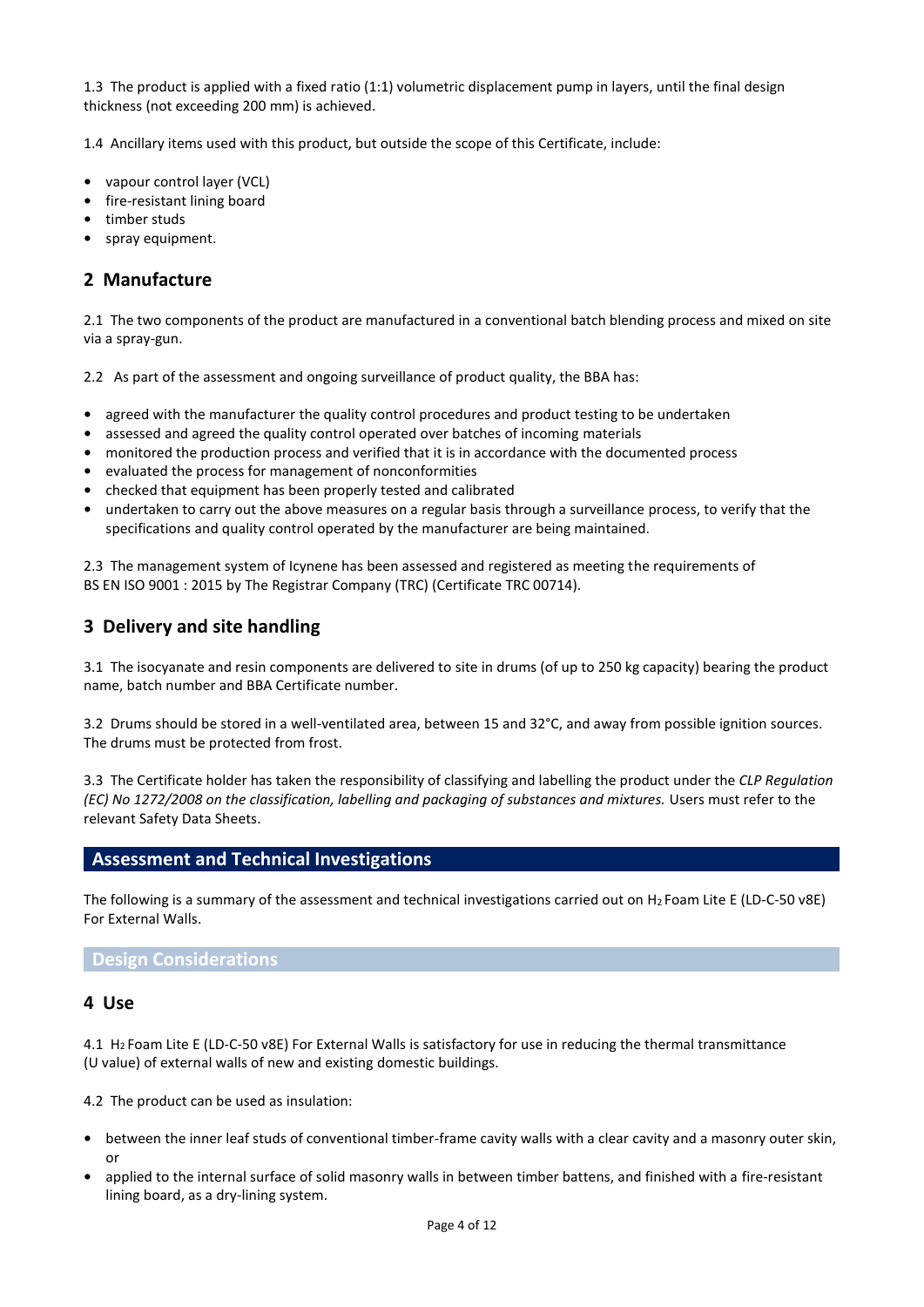1.3 The product is applied with a fixed ratio (1:1) volumetric displacement pump in layers, until the final design thickness (not exceeding 200 mm) is achieved.

1.4 Ancillary items used with this product, but outside the scope of this Certificate, include:

- vapour control layer (VCL)
- fire-resistant lining board
- timber studs
- spray equipment.

## 2 Manufacture

2.1 The two components of the product are manufactured in a conventional batch blending process and mixed on site via a spray-gun.

2.2 As part of the assessment and ongoing surveillance of product quality, the BBA has:

- agreed with the manufacturer the quality control procedures and product testing to be undertaken
- assessed and agreed the quality control operated over batches of incoming materials
- monitored the production process and verified that it is in accordance with the documented process
- evaluated the process for management of nonconformities
- checked that equipment has been properly tested and calibrated
- undertaken to carry out the above measures on a regular basis through a surveillance process, to verify that the specifications and quality control operated by the manufacturer are being maintained.

2.3 The management system of Icynene has been assessed and registered as meeting the requirements of BS EN ISO 9001 : 2015 by The Registrar Company (TRC) (Certificate TRC 00714).

## 3 Delivery and site handling

3.1 The isocyanate and resin components are delivered to site in drums (of up to 250 kg capacity) bearing the product name, batch number and BBA Certificate number.

3.2 Drums should be stored in a well-ventilated area, between 15 and 32°C, and away from possible ignition sources. The drums must be protected from frost.

3.3 The Certificate holder has taken the responsibility of classifying and labelling the product under the *CLP Regulation (EC) No 1272/2008 on the classification, labelling and packaging of substances and mixtures.* Users must refer to the relevant Safety Data Sheets.

# Assessment and Technical Investigations

The following is a summary of the assessment and technical investigations carried out on $H_2$ Foam Lite E (LD-C-50 v8E) For External Walls.

## Design Considerations

## 4 Use

4.1 $H_2$ Foam Lite E (LD-C-50 v8E) For External Walls is satisfactory for use in reducing the thermal transmittance (U value) of external walls of new and existing domestic buildings.

4.2 The product can be used as insulation:

- between the inner leaf studs of conventional timber-frame cavity walls with a clear cavity and a masonry outer skin, or
- applied to the internal surface of solid masonry walls in between timber battens, and finished with a fire-resistant lining board, as a dry-lining system.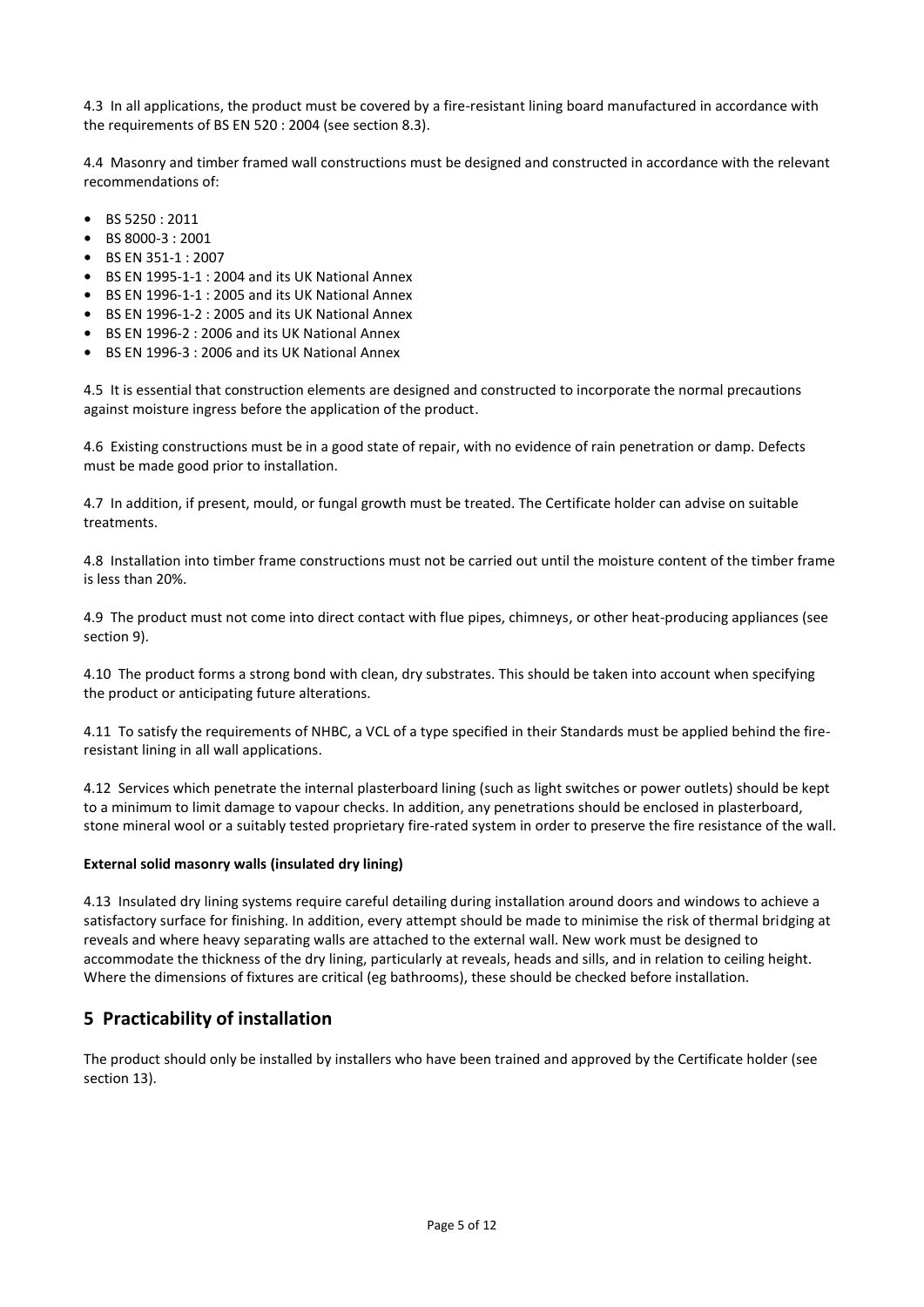4.3 In all applications, the product must be covered by a fire-resistant lining board manufactured in accordance with the requirements of BS EN 520 : 2004 (see section 8.3).

4.4 Masonry and timber framed wall constructions must be designed and constructed in accordance with the relevant recommendations of:

- BS 5250 : 2011
- BS 8000-3 : 2001
- BS EN 351-1 : 2007
- BS EN 1995-1-1 : 2004 and its UK National Annex
- BS EN 1996-1-1 : 2005 and its UK National Annex
- BS EN 1996-1-2 : 2005 and its UK National Annex
- BS EN 1996-2 : 2006 and its UK National Annex
- BS EN 1996-3 : 2006 and its UK National Annex

4.5 It is essential that construction elements are designed and constructed to incorporate the normal precautions against moisture ingress before the application of the product.

4.6 Existing constructions must be in a good state of repair, with no evidence of rain penetration or damp. Defects must be made good prior to installation.

4.7 In addition, if present, mould, or fungal growth must be treated. The Certificate holder can advise on suitable treatments.

4.8 Installation into timber frame constructions must not be carried out until the moisture content of the timber frame is less than 20%.

4.9 The product must not come into direct contact with flue pipes, chimneys, or other heat-producing appliances (see section 9).

4.10 The product forms a strong bond with clean, dry substrates. This should be taken into account when specifying the product or anticipating future alterations.

4.11 To satisfy the requirements of NHBC, a VCL of a type specified in their Standards must be applied behind the fire-resistant lining in all wall applications.

4.12 Services which penetrate the internal plasterboard lining (such as light switches or power outlets) should be kept to a minimum to limit damage to vapour checks. In addition, any penetrations should be enclosed in plasterboard, stone mineral wool or a suitably tested proprietary fire-rated system in order to preserve the fire resistance of the wall.

**External solid masonry walls (insulated dry lining)**

4.13 Insulated dry lining systems require careful detailing during installation around doors and windows to achieve a satisfactory surface for finishing. In addition, every attempt should be made to minimise the risk of thermal bridging at reveals and where heavy separating walls are attached to the external wall. New work must be designed to accommodate the thickness of the dry lining, particularly at reveals, heads and sills, and in relation to ceiling height. Where the dimensions of fixtures are critical (eg bathrooms), these should be checked before installation.

## 5 Practicability of installation

The product should only be installed by installers who have been trained and approved by the Certificate holder (see section 13).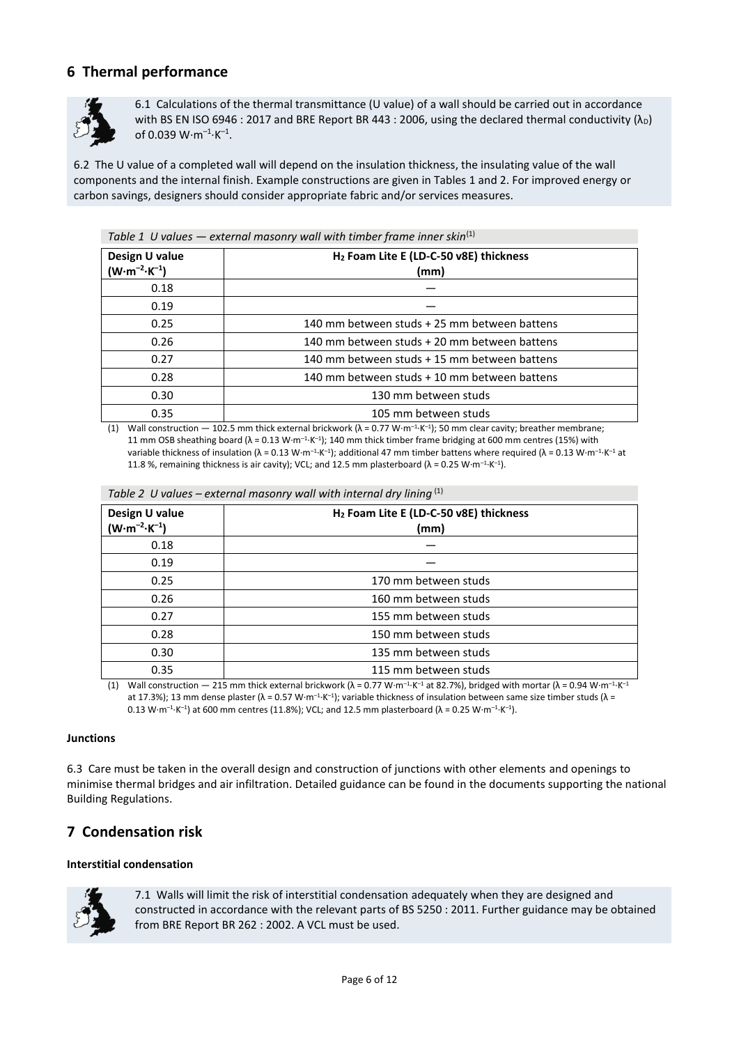## 6 Thermal performance

6.1 Calculations of the thermal transmittance (U value) of a wall should be carried out in accordance with BS EN ISO 6946 : 2017 and BRE Report BR 443 : 2006, using the declared thermal conductivity ($\lambda_D$) of 0.039 $W{\cdot}m^{-1}{\cdot}K^{-1}$.

6.2 The U value of a completed wall will depend on the insulation thickness, the insulating value of the wall components and the internal finish. Example constructions are given in Tables 1 and 2. For improved energy or carbon savings, designers should consider appropriate fabric and/or services measures.

*Table 1 U values — external masonry wall with timber frame inner skin*[1]

| Design U value ($W{\cdot}m^{-2}{\cdot}K^{-1}$) | $H_2$ Foam Lite E (LD-C-50 v8E) thickness (mm) |
|---|---|
| 0.18 | — |
| 0.19 | — |
| 0.25 | 140 mm between studs + 25 mm between battens |
| 0.26 | 140 mm between studs + 20 mm between battens |
| 0.27 | 140 mm between studs + 15 mm between battens |
| 0.28 | 140 mm between studs + 10 mm between battens |
| 0.30 | 130 mm between studs |
| 0.35 | 105 mm between studs |

(1) Wall construction — 102.5 mm thick external brickwork ($\lambda$ = 0.77 $W{\cdot}m^{-1}{\cdot}K^{-1}$); 50 mm clear cavity; breather membrane; 11 mm OSB sheathing board ($\lambda$ = 0.13 $W{\cdot}m^{-1}{\cdot}K^{-1}$); 140 mm thick timber frame bridging at 600 mm centres (15%) with variable thickness of insulation ($\lambda$ = 0.13 $W{\cdot}m^{-1}{\cdot}K^{-1}$); additional 47 mm timber battens where required ($\lambda$ = 0.13 $W{\cdot}m^{-1}{\cdot}K^{-1}$ at 11.8 %, remaining thickness is air cavity); VCL; and 12.5 mm plasterboard ($\lambda$ = 0.25 $W{\cdot}m^{-1}{\cdot}K^{-1}$).

*Table 2 U values – external masonry wall with internal dry lining*[1]

| Design U value ($W{\cdot}m^{-2}{\cdot}K^{-1}$) | $H_2$ Foam Lite E (LD-C-50 v8E) thickness (mm) |
|---|---|
| 0.18 | — |
| 0.19 | — |
| 0.25 | 170 mm between studs |
| 0.26 | 160 mm between studs |
| 0.27 | 155 mm between studs |
| 0.28 | 150 mm between studs |
| 0.30 | 135 mm between studs |
| 0.35 | 115 mm between studs |

(1) Wall construction — 215 mm thick external brickwork ($\lambda$ = 0.77 $W{\cdot}m^{-1}{\cdot}K^{-1}$ at 82.7%), bridged with mortar ($\lambda$ = 0.94 $W{\cdot}m^{-1}{\cdot}K^{-1}$ at 17.3%); 13 mm dense plaster ($\lambda$ = 0.57 $W{\cdot}m^{-1}{\cdot}K^{-1}$); variable thickness of insulation between same size timber studs ($\lambda$ = 0.13 $W{\cdot}m^{-1}{\cdot}K^{-1}$) at 600 mm centres (11.8%); VCL; and 12.5 mm plasterboard ($\lambda$ = 0.25 $W{\cdot}m^{-1}{\cdot}K^{-1}$).

**Junctions**

6.3 Care must be taken in the overall design and construction of junctions with other elements and openings to minimise thermal bridges and air infiltration. Detailed guidance can be found in the documents supporting the national Building Regulations.

## 7 Condensation risk

**Interstitial condensation**

7.1 Walls will limit the risk of interstitial condensation adequately when they are designed and constructed in accordance with the relevant parts of BS 5250 : 2011. Further guidance may be obtained from BRE Report BR 262 : 2002. A VCL must be used.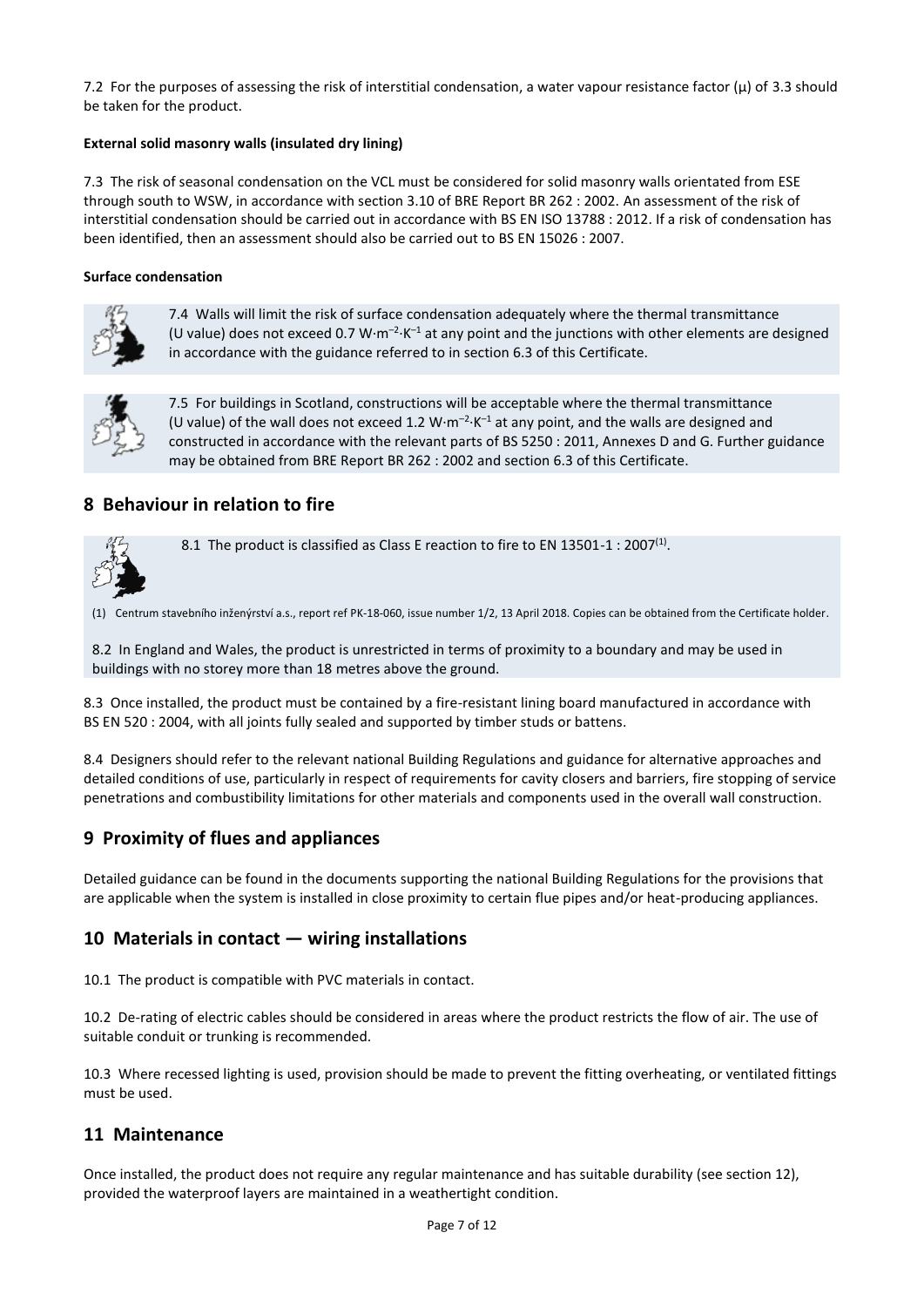7.2 For the purposes of assessing the risk of interstitial condensation, a water vapour resistance factor ($\mu$) of 3.3 should be taken for the product.

**External solid masonry walls (insulated dry lining)**

7.3 The risk of seasonal condensation on the VCL must be considered for solid masonry walls orientated from ESE through south to WSW, in accordance with section 3.10 of BRE Report BR 262 : 2002. An assessment of the risk of interstitial condensation should be carried out in accordance with BS EN ISO 13788 : 2012. If a risk of condensation has been identified, then an assessment should also be carried out to BS EN 15026 : 2007.

**Surface condensation**

7.4 Walls will limit the risk of surface condensation adequately where the thermal transmittance (U value) does not exceed 0.7 $W{\cdot}m^{-2}{\cdot}K^{-1}$ at any point and the junctions with other elements are designed in accordance with the guidance referred to in section 6.3 of this Certificate.

7.5 For buildings in Scotland, constructions will be acceptable where the thermal transmittance (U value) of the wall does not exceed 1.2 $W{\cdot}m^{-2}{\cdot}K^{-1}$ at any point, and the walls are designed and constructed in accordance with the relevant parts of BS 5250 : 2011, Annexes D and G. Further guidance may be obtained from BRE Report BR 262 : 2002 and section 6.3 of this Certificate.

## 8 Behaviour in relation to fire

8.1 The product is classified as Class E reaction to fire to EN 13501-1 : 2007[1].

(1) Centrum stavebního inženýrství a.s., report ref PK-18-060, issue number 1/2, 13 April 2018. Copies can be obtained from the Certificate holder.

8.2 In England and Wales, the product is unrestricted in terms of proximity to a boundary and may be used in buildings with no storey more than 18 metres above the ground.

8.3 Once installed, the product must be contained by a fire-resistant lining board manufactured in accordance with BS EN 520 : 2004, with all joints fully sealed and supported by timber studs or battens.

8.4 Designers should refer to the relevant national Building Regulations and guidance for alternative approaches and detailed conditions of use, particularly in respect of requirements for cavity closers and barriers, fire stopping of service penetrations and combustibility limitations for other materials and components used in the overall wall construction.

## 9 Proximity of flues and appliances

Detailed guidance can be found in the documents supporting the national Building Regulations for the provisions that are applicable when the system is installed in close proximity to certain flue pipes and/or heat-producing appliances.

## 10 Materials in contact — wiring installations

10.1 The product is compatible with PVC materials in contact.

10.2 De-rating of electric cables should be considered in areas where the product restricts the flow of air. The use of suitable conduit or trunking is recommended.

10.3 Where recessed lighting is used, provision should be made to prevent the fitting overheating, or ventilated fittings must be used.

## 11 Maintenance

Once installed, the product does not require any regular maintenance and has suitable durability (see section 12), provided the waterproof layers are maintained in a weathertight condition.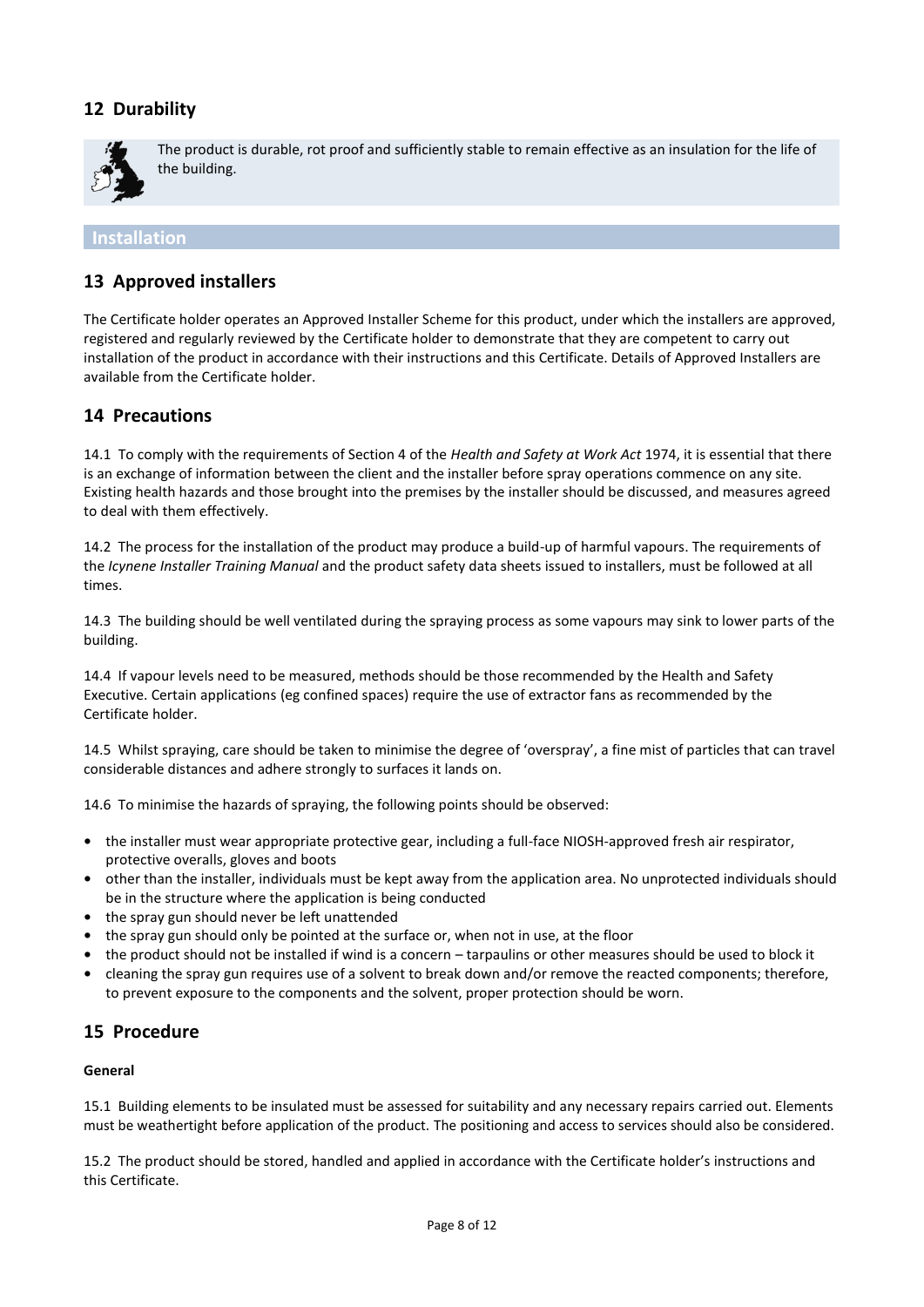## 12 Durability

The product is durable, rot proof and sufficiently stable to remain effective as an insulation for the life of the building.

# Installation

## 13 Approved installers

The Certificate holder operates an Approved Installer Scheme for this product, under which the installers are approved, registered and regularly reviewed by the Certificate holder to demonstrate that they are competent to carry out installation of the product in accordance with their instructions and this Certificate. Details of Approved Installers are available from the Certificate holder.

## 14 Precautions

14.1 To comply with the requirements of Section 4 of the *Health and Safety at Work Act* 1974, it is essential that there is an exchange of information between the client and the installer before spray operations commence on any site. Existing health hazards and those brought into the premises by the installer should be discussed, and measures agreed to deal with them effectively.

14.2 The process for the installation of the product may produce a build-up of harmful vapours. The requirements of the *Icynene Installer Training Manual* and the product safety data sheets issued to installers, must be followed at all times.

14.3 The building should be well ventilated during the spraying process as some vapours may sink to lower parts of the building.

14.4 If vapour levels need to be measured, methods should be those recommended by the Health and Safety Executive. Certain applications (eg confined spaces) require the use of extractor fans as recommended by the Certificate holder.

14.5 Whilst spraying, care should be taken to minimise the degree of 'overspray', a fine mist of particles that can travel considerable distances and adhere strongly to surfaces it lands on.

14.6 To minimise the hazards of spraying, the following points should be observed:

- the installer must wear appropriate protective gear, including a full-face NIOSH-approved fresh air respirator, protective overalls, gloves and boots
- other than the installer, individuals must be kept away from the application area. No unprotected individuals should be in the structure where the application is being conducted
- the spray gun should never be left unattended
- the spray gun should only be pointed at the surface or, when not in use, at the floor
- the product should not be installed if wind is a concern – tarpaulins or other measures should be used to block it
- cleaning the spray gun requires use of a solvent to break down and/or remove the reacted components; therefore, to prevent exposure to the components and the solvent, proper protection should be worn.

## 15 Procedure

**General**

15.1 Building elements to be insulated must be assessed for suitability and any necessary repairs carried out. Elements must be weathertight before application of the product. The positioning and access to services should also be considered.

15.2 The product should be stored, handled and applied in accordance with the Certificate holder's instructions and this Certificate.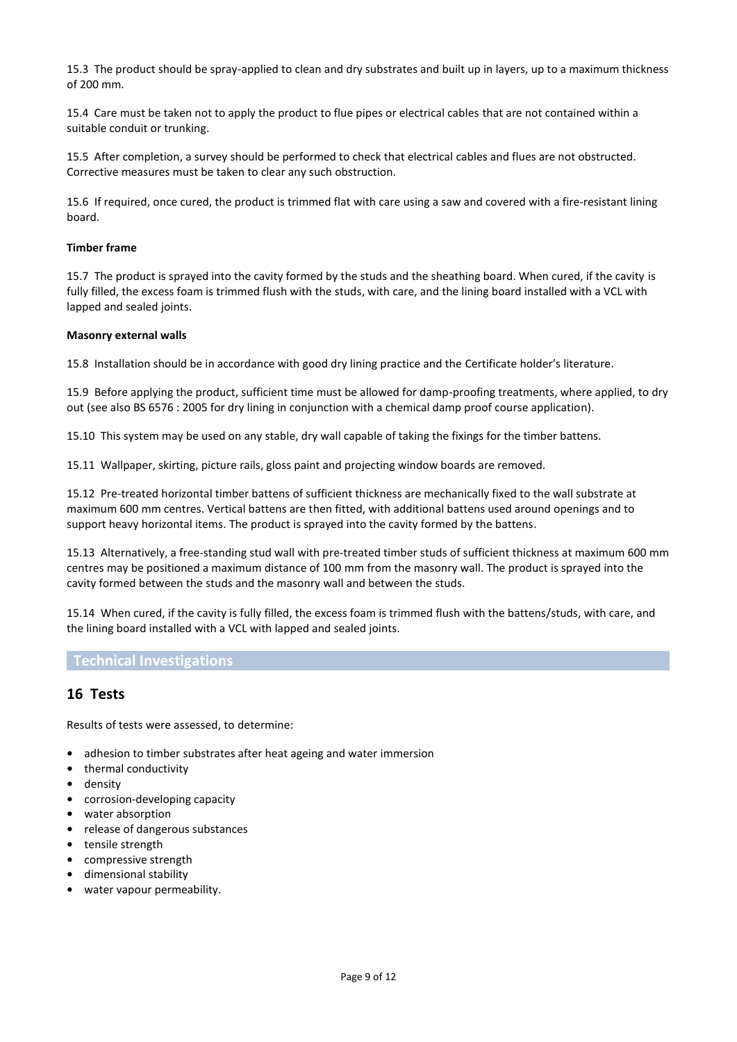15.3 The product should be spray-applied to clean and dry substrates and built up in layers, up to a maximum thickness of 200 mm.

15.4 Care must be taken not to apply the product to flue pipes or electrical cables that are not contained within a suitable conduit or trunking.

15.5 After completion, a survey should be performed to check that electrical cables and flues are not obstructed. Corrective measures must be taken to clear any such obstruction.

15.6 If required, once cured, the product is trimmed flat with care using a saw and covered with a fire-resistant lining board.

**Timber frame**

15.7 The product is sprayed into the cavity formed by the studs and the sheathing board. When cured, if the cavity is fully filled, the excess foam is trimmed flush with the studs, with care, and the lining board installed with a VCL with lapped and sealed joints.

**Masonry external walls**

15.8 Installation should be in accordance with good dry lining practice and the Certificate holder's literature.

15.9 Before applying the product, sufficient time must be allowed for damp-proofing treatments, where applied, to dry out (see also BS 6576 : 2005 for dry lining in conjunction with a chemical damp proof course application).

15.10 This system may be used on any stable, dry wall capable of taking the fixings for the timber battens.

15.11 Wallpaper, skirting, picture rails, gloss paint and projecting window boards are removed.

15.12 Pre-treated horizontal timber battens of sufficient thickness are mechanically fixed to the wall substrate at maximum 600 mm centres. Vertical battens are then fitted, with additional battens used around openings and to support heavy horizontal items. The product is sprayed into the cavity formed by the battens.

15.13 Alternatively, a free-standing stud wall with pre-treated timber studs of sufficient thickness at maximum 600 mm centres may be positioned a maximum distance of 100 mm from the masonry wall. The product is sprayed into the cavity formed between the studs and the masonry wall and between the studs.

15.14 When cured, if the cavity is fully filled, the excess foam is trimmed flush with the battens/studs, with care, and the lining board installed with a VCL with lapped and sealed joints.

## Technical Investigations

## 16 Tests

Results of tests were assessed, to determine:

- adhesion to timber substrates after heat ageing and water immersion
- thermal conductivity
- density
- corrosion-developing capacity
- water absorption
- release of dangerous substances
- tensile strength
- compressive strength
- dimensional stability
- water vapour permeability.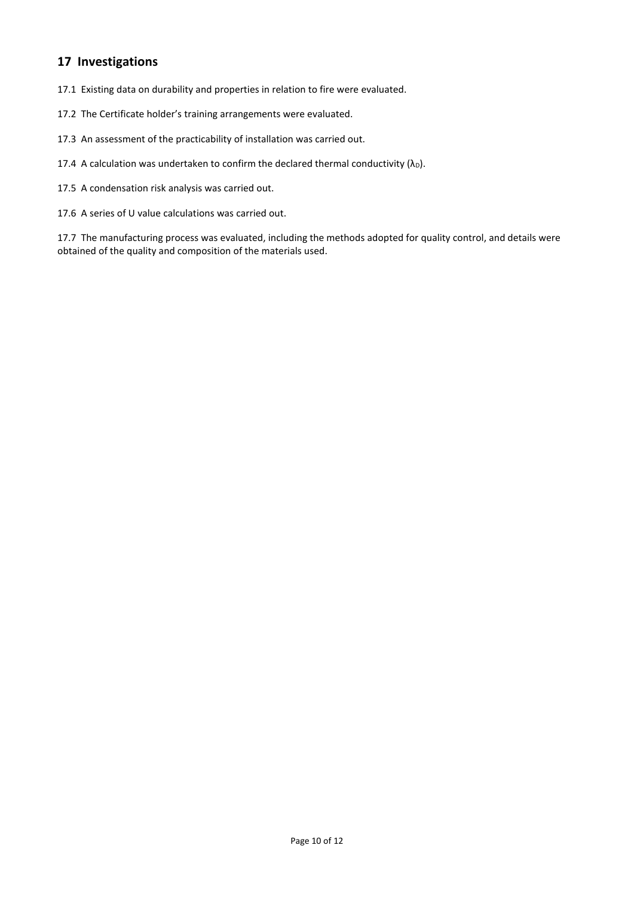## 17 Investigations

17.1 Existing data on durability and properties in relation to fire were evaluated.

17.2 The Certificate holder's training arrangements were evaluated.

17.3 An assessment of the practicability of installation was carried out.

17.4 A calculation was undertaken to confirm the declared thermal conductivity ($\lambda_D$).

17.5 A condensation risk analysis was carried out.

17.6 A series of U value calculations was carried out.

17.7 The manufacturing process was evaluated, including the methods adopted for quality control, and details were obtained of the quality and composition of the materials used.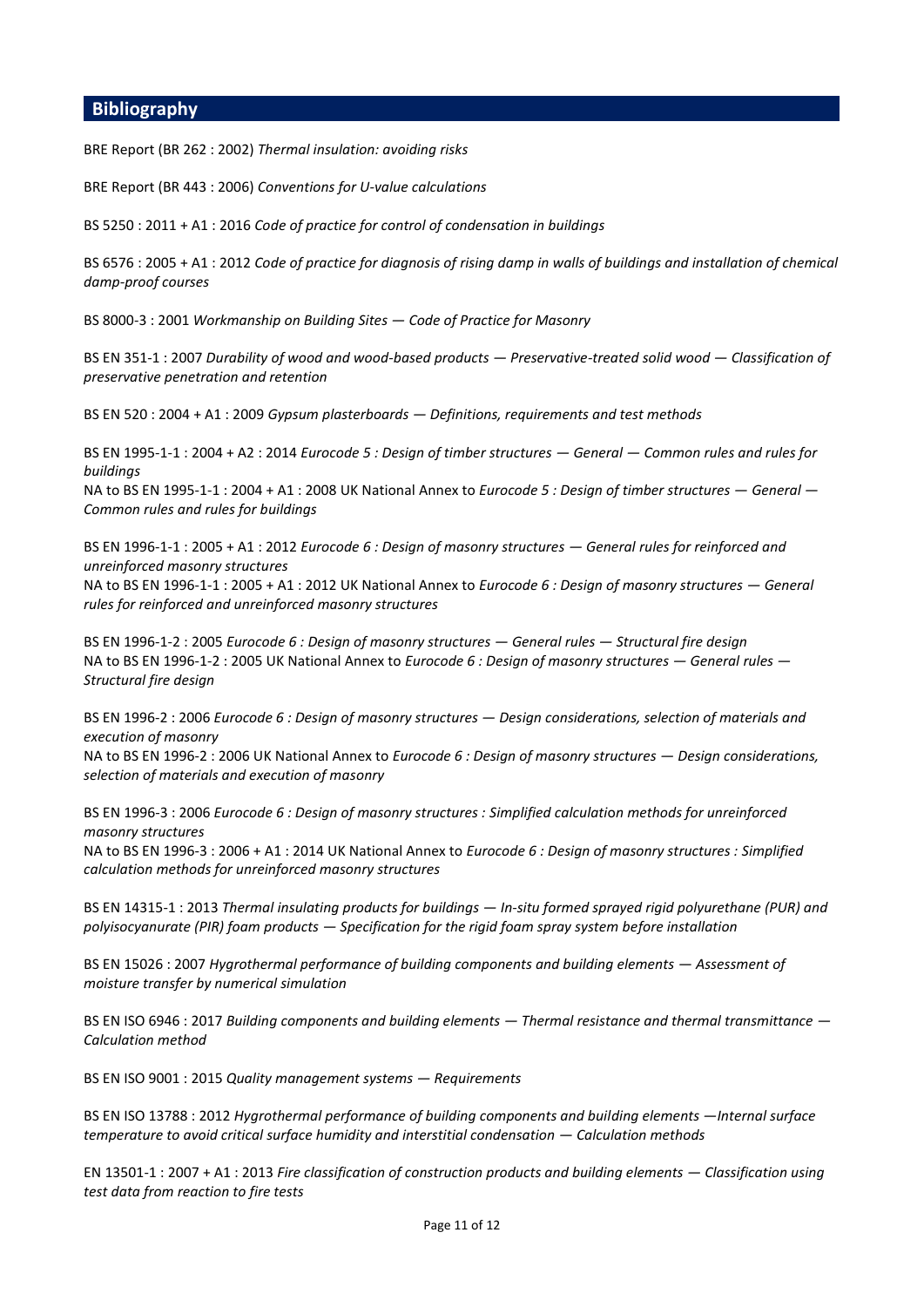## Bibliography

BRE Report (BR 262 : 2002) *Thermal insulation: avoiding risks*

BRE Report (BR 443 : 2006) *Conventions for U-value calculations*

BS 5250 : 2011 + A1 : 2016 *Code of practice for control of condensation in buildings*

BS 6576 : 2005 + A1 : 2012 *Code of practice for diagnosis of rising damp in walls of buildings and installation of chemical damp-proof courses*

BS 8000-3 : 2001 *Workmanship on Building Sites — Code of Practice for Masonry*

BS EN 351-1 : 2007 *Durability of wood and wood-based products — Preservative-treated solid wood — Classification of preservative penetration and retention*

BS EN 520 : 2004 + A1 : 2009 *Gypsum plasterboards — Definitions, requirements and test methods*

BS EN 1995-1-1 : 2004 + A2 : 2014 *Eurocode 5 : Design of timber structures — General — Common rules and rules for buildings*
NA to BS EN 1995-1-1 : 2004 + A1 : 2008 UK National Annex to *Eurocode 5 : Design of timber structures — General — Common rules and rules for buildings*

BS EN 1996-1-1 : 2005 + A1 : 2012 *Eurocode 6 : Design of masonry structures — General rules for reinforced and unreinforced masonry structures*
NA to BS EN 1996-1-1 : 2005 + A1 : 2012 UK National Annex to *Eurocode 6 : Design of masonry structures — General rules for reinforced and unreinforced masonry structures*

BS EN 1996-1-2 : 2005 *Eurocode 6 : Design of masonry structures — General rules — Structural fire design*
NA to BS EN 1996-1-2 : 2005 UK National Annex to *Eurocode 6 : Design of masonry structures — General rules — Structural fire design*

BS EN 1996-2 : 2006 *Eurocode 6 : Design of masonry structures — Design considerations, selection of materials and execution of masonry*
NA to BS EN 1996-2 : 2006 UK National Annex to *Eurocode 6 : Design of masonry structures — Design considerations, selection of materials and execution of masonry*

BS EN 1996-3 : 2006 *Eurocode 6 : Design of masonry structures : Simplified calculation methods for unreinforced masonry structures*
NA to BS EN 1996-3 : 2006 + A1 : 2014 UK National Annex to *Eurocode 6 : Design of masonry structures : Simplified calculation methods for unreinforced masonry structures*

BS EN 14315-1 : 2013 *Thermal insulating products for buildings — In-situ formed sprayed rigid polyurethane (PUR) and polyisocyanurate (PIR) foam products — Specification for the rigid foam spray system before installation*

BS EN 15026 : 2007 *Hygrothermal performance of building components and building elements — Assessment of moisture transfer by numerical simulation*

BS EN ISO 6946 : 2017 *Building components and building elements — Thermal resistance and thermal transmittance — Calculation method*

BS EN ISO 9001 : 2015 *Quality management systems — Requirements*

BS EN ISO 13788 : 2012 *Hygrothermal performance of building components and building elements —Internal surface temperature to avoid critical surface humidity and interstitial condensation — Calculation methods*

EN 13501-1 : 2007 + A1 : 2013 *Fire classification of construction products and building elements — Classification using test data from reaction to fire tests*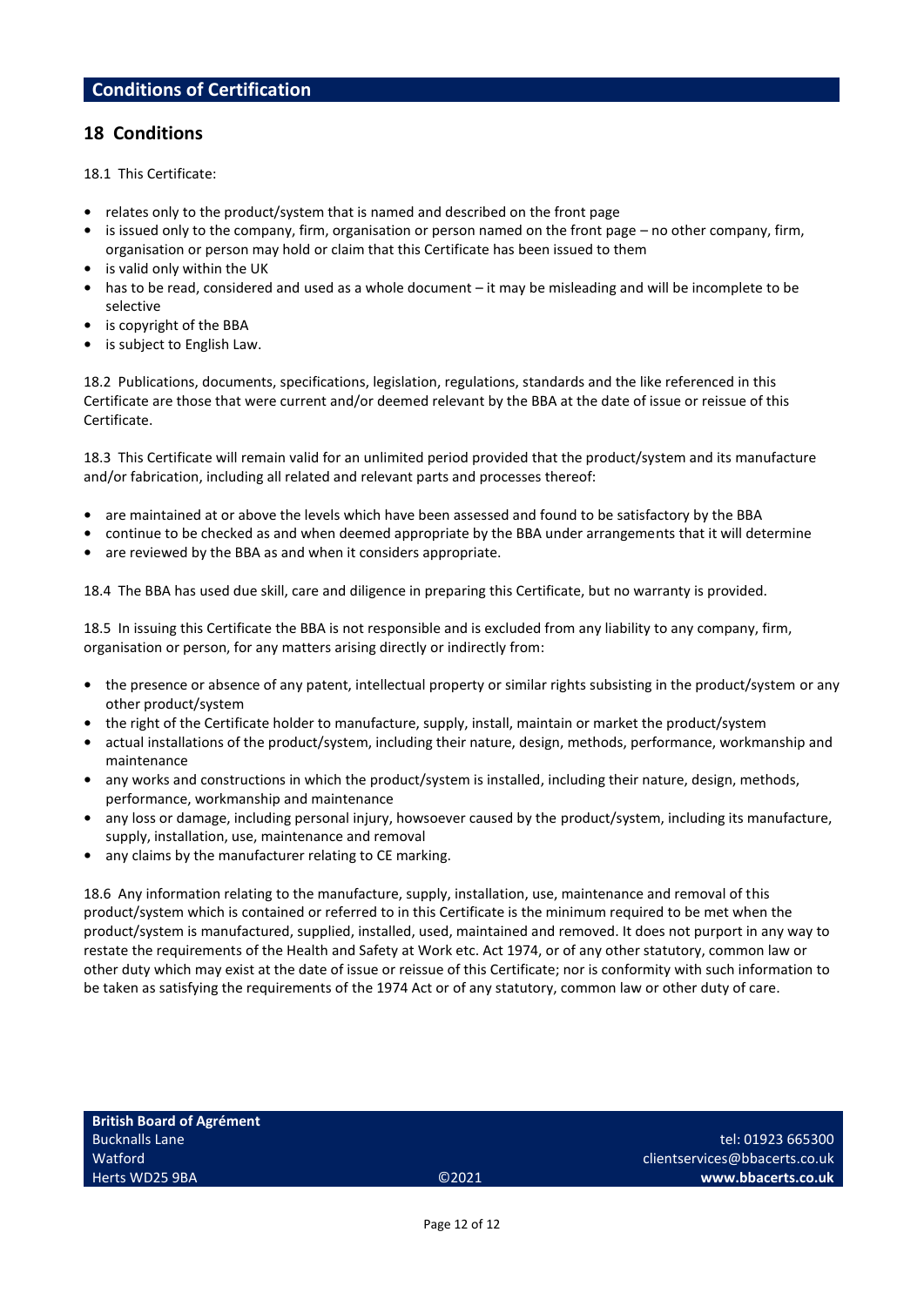# Conditions of Certification

## 18 Conditions

18.1 This Certificate:

- relates only to the product/system that is named and described on the front page
- is issued only to the company, firm, organisation or person named on the front page – no other company, firm, organisation or person may hold or claim that this Certificate has been issued to them
- is valid only within the UK
- has to be read, considered and used as a whole document – it may be misleading and will be incomplete to be selective
- is copyright of the BBA
- is subject to English Law.

18.2 Publications, documents, specifications, legislation, regulations, standards and the like referenced in this Certificate are those that were current and/or deemed relevant by the BBA at the date of issue or reissue of this Certificate.

18.3 This Certificate will remain valid for an unlimited period provided that the product/system and its manufacture and/or fabrication, including all related and relevant parts and processes thereof:

- are maintained at or above the levels which have been assessed and found to be satisfactory by the BBA
- continue to be checked as and when deemed appropriate by the BBA under arrangements that it will determine
- are reviewed by the BBA as and when it considers appropriate.

18.4 The BBA has used due skill, care and diligence in preparing this Certificate, but no warranty is provided.

18.5 In issuing this Certificate the BBA is not responsible and is excluded from any liability to any company, firm, organisation or person, for any matters arising directly or indirectly from:

- the presence or absence of any patent, intellectual property or similar rights subsisting in the product/system or any other product/system
- the right of the Certificate holder to manufacture, supply, install, maintain or market the product/system
- actual installations of the product/system, including their nature, design, methods, performance, workmanship and maintenance
- any works and constructions in which the product/system is installed, including their nature, design, methods, performance, workmanship and maintenance
- any loss or damage, including personal injury, howsoever caused by the product/system, including its manufacture, supply, installation, use, maintenance and removal
- any claims by the manufacturer relating to CE marking.

18.6 Any information relating to the manufacture, supply, installation, use, maintenance and removal of this product/system which is contained or referred to in this Certificate is the minimum required to be met when the product/system is manufactured, supplied, installed, used, maintained and removed. It does not purport in any way to restate the requirements of the Health and Safety at Work etc. Act 1974, or of any other statutory, common law or other duty which may exist at the date of issue or reissue of this Certificate; nor is conformity with such information to be taken as satisfying the requirements of the 1974 Act or of any statutory, common law or other duty of care.

**British Board of Agrément**
Bucknalls Lane
Watford
Herts WD25 9BA

©2021

tel: 01923 665300
clientservices@bbacerts.co.uk
**www.bbacerts.co.uk**